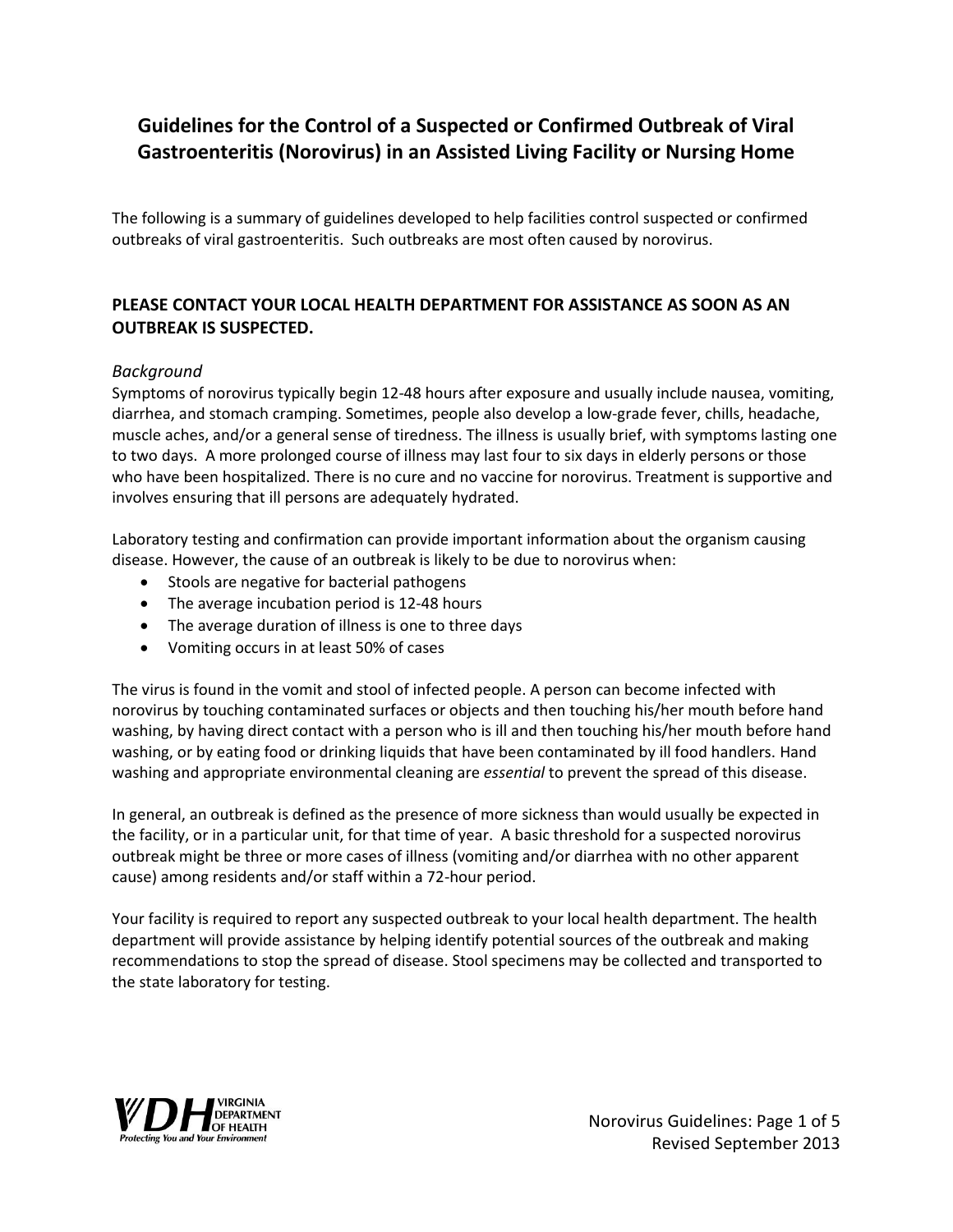# Guidelines for the Control of a Suspected or Confirmed Outbreak of Viral Gastroenteritis (Norovirus) in an Assisted Living Facility or Nursing Home

The following is a summary of guidelines developed to help facilities control suspected or confirmed outbreaks of viral gastroenteritis. Such outbreaks are most often caused by norovirus.

**PLEASE CONTACT YOUR LOCAL HEALTH DEPARTMENT FOR ASSISTANCE AS SOON AS AN OUTBREAK IS SUSPECTED.**

*Background*

Symptoms of norovirus typically begin 12-48 hours after exposure and usually include nausea, vomiting, diarrhea, and stomach cramping. Sometimes, people also develop a low-grade fever, chills, headache, muscle aches, and/or a general sense of tiredness. The illness is usually brief, with symptoms lasting one to two days. A more prolonged course of illness may last four to six days in elderly persons or those who have been hospitalized. There is no cure and no vaccine for norovirus. Treatment is supportive and involves ensuring that ill persons are adequately hydrated.

Laboratory testing and confirmation can provide important information about the organism causing disease. However, the cause of an outbreak is likely to be due to norovirus when:

- Stools are negative for bacterial pathogens
- The average incubation period is 12-48 hours
- The average duration of illness is one to three days
- Vomiting occurs in at least 50% of cases

The virus is found in the vomit and stool of infected people. A person can become infected with norovirus by touching contaminated surfaces or objects and then touching his/her mouth before hand washing, by having direct contact with a person who is ill and then touching his/her mouth before hand washing, or by eating food or drinking liquids that have been contaminated by ill food handlers. Hand washing and appropriate environmental cleaning are *essential* to prevent the spread of this disease.

In general, an outbreak is defined as the presence of more sickness than would usually be expected in the facility, or in a particular unit, for that time of year. A basic threshold for a suspected norovirus outbreak might be three or more cases of illness (vomiting and/or diarrhea with no other apparent cause) among residents and/or staff within a 72-hour period.

Your facility is required to report any suspected outbreak to your local health department. The health department will provide assistance by helping identify potential sources of the outbreak and making recommendations to stop the spread of disease. Stool specimens may be collected and transported to the state laboratory for testing.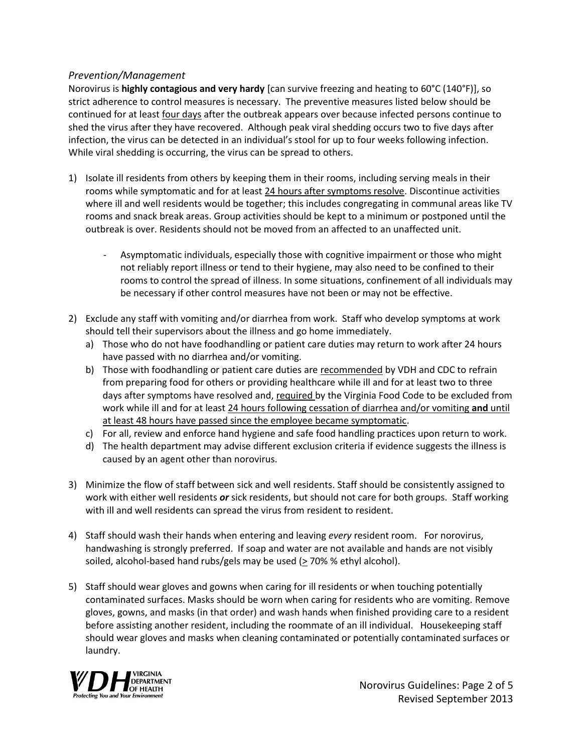*Prevention/Management*

Norovirus is **highly contagious and very hardy** [can survive freezing and heating to 60°C (140°F)], so strict adherence to control measures is necessary. The preventive measures listed below should be continued for at least four days after the outbreak appears over because infected persons continue to shed the virus after they have recovered. Although peak viral shedding occurs two to five days after infection, the virus can be detected in an individual's stool for up to four weeks following infection. While viral shedding is occurring, the virus can be spread to others.

1) Isolate ill residents from others by keeping them in their rooms, including serving meals in their rooms while symptomatic and for at least 24 hours after symptoms resolve. Discontinue activities where ill and well residents would be together; this includes congregating in communal areas like TV rooms and snack break areas. Group activities should be kept to a minimum or postponed until the outbreak is over. Residents should not be moved from an affected to an unaffected unit.
   - Asymptomatic individuals, especially those with cognitive impairment or those who might not reliably report illness or tend to their hygiene, may also need to be confined to their rooms to control the spread of illness. In some situations, confinement of all individuals may be necessary if other control measures have not been or may not be effective.

2) Exclude any staff with vomiting and/or diarrhea from work. Staff who develop symptoms at work should tell their supervisors about the illness and go home immediately.
   a) Those who do not have foodhandling or patient care duties may return to work after 24 hours have passed with no diarrhea and/or vomiting.
   b) Those with foodhandling or patient care duties are recommended by VDH and CDC to refrain from preparing food for others or providing healthcare while ill and for at least two to three days after symptoms have resolved and, required by the Virginia Food Code to be excluded from work while ill and for at least 24 hours following cessation of diarrhea and/or vomiting **and** until at least 48 hours have passed since the employee became symptomatic.
   c) For all, review and enforce hand hygiene and safe food handling practices upon return to work.
   d) The health department may advise different exclusion criteria if evidence suggests the illness is caused by an agent other than norovirus.

3) Minimize the flow of staff between sick and well residents. Staff should be consistently assigned to work with either well residents ***or*** sick residents, but should not care for both groups. Staff working with ill and well residents can spread the virus from resident to resident.

4) Staff should wash their hands when entering and leaving *every* resident room. For norovirus, handwashing is strongly preferred. If soap and water are not available and hands are not visibly soiled, alcohol-based hand rubs/gels may be used (≥ 70% % ethyl alcohol).

5) Staff should wear gloves and gowns when caring for ill residents or when touching potentially contaminated surfaces. Masks should be worn when caring for residents who are vomiting. Remove gloves, gowns, and masks (in that order) and wash hands when finished providing care to a resident before assisting another resident, including the roommate of an ill individual. Housekeeping staff should wear gloves and masks when cleaning contaminated or potentially contaminated surfaces or laundry.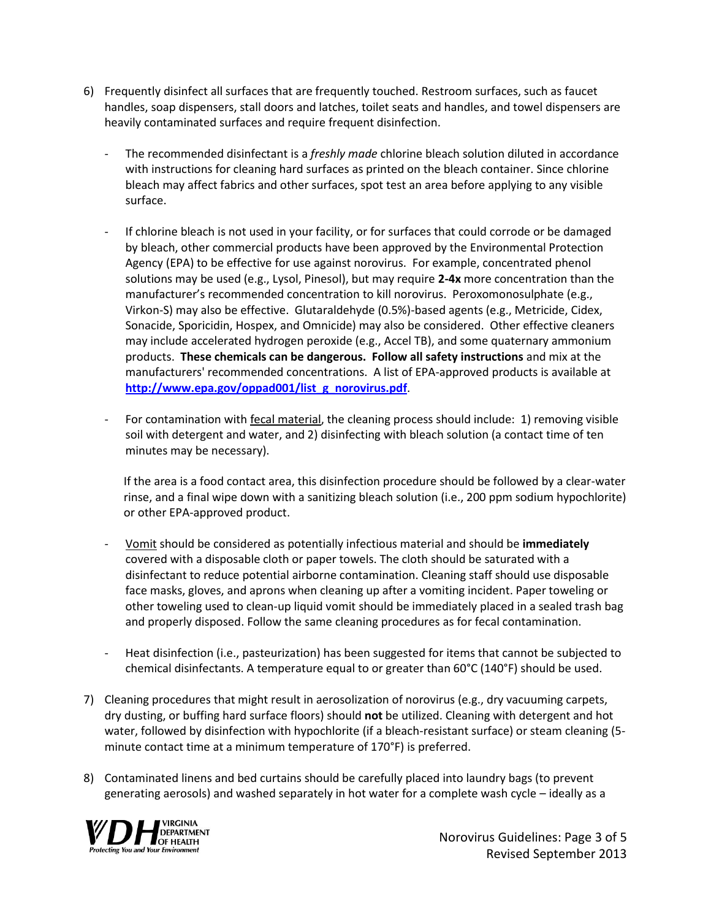6) Frequently disinfect all surfaces that are frequently touched. Restroom surfaces, such as faucet handles, soap dispensers, stall doors and latches, toilet seats and handles, and towel dispensers are heavily contaminated surfaces and require frequent disinfection.

   - The recommended disinfectant is a *freshly made* chlorine bleach solution diluted in accordance with instructions for cleaning hard surfaces as printed on the bleach container. Since chlorine bleach may affect fabrics and other surfaces, spot test an area before applying to any visible surface.

   - If chlorine bleach is not used in your facility, or for surfaces that could corrode or be damaged by bleach, other commercial products have been approved by the Environmental Protection Agency (EPA) to be effective for use against norovirus. For example, concentrated phenol solutions may be used (e.g., Lysol, Pinesol), but may require **2-4x** more concentration than the manufacturer's recommended concentration to kill norovirus. Peroxomonosulphate (e.g., Virkon-S) may also be effective. Glutaraldehyde (0.5%)-based agents (e.g., Metricide, Cidex, Sonacide, Sporicidin, Hospex, and Omnicide) may also be considered. Other effective cleaners may include accelerated hydrogen peroxide (e.g., Accel TB), and some quaternary ammonium products. **These chemicals can be dangerous. Follow all safety instructions** and mix at the manufacturers' recommended concentrations. A list of EPA-approved products is available at **[http://www.epa.gov/oppad001/list_g_norovirus.pdf](http://www.epa.gov/oppad001/list_g_norovirus.pdf)**.

   - For contamination with <u>fecal material</u>, the cleaning process should include: 1) removing visible soil with detergent and water, and 2) disinfecting with bleach solution (a contact time of ten minutes may be necessary).

     If the area is a food contact area, this disinfection procedure should be followed by a clear-water rinse, and a final wipe down with a sanitizing bleach solution (i.e., 200 ppm sodium hypochlorite) or other EPA-approved product.

   - <u>Vomit</u> should be considered as potentially infectious material and should be **immediately** covered with a disposable cloth or paper towels. The cloth should be saturated with a disinfectant to reduce potential airborne contamination. Cleaning staff should use disposable face masks, gloves, and aprons when cleaning up after a vomiting incident. Paper toweling or other toweling used to clean-up liquid vomit should be immediately placed in a sealed trash bag and properly disposed. Follow the same cleaning procedures as for fecal contamination.

   - Heat disinfection (i.e., pasteurization) has been suggested for items that cannot be subjected to chemical disinfectants. A temperature equal to or greater than 60°C (140°F) should be used.

7) Cleaning procedures that might result in aerosolization of norovirus (e.g., dry vacuuming carpets, dry dusting, or buffing hard surface floors) should **not** be utilized. Cleaning with detergent and hot water, followed by disinfection with hypochlorite (if a bleach-resistant surface) or steam cleaning (5-minute contact time at a minimum temperature of 170°F) is preferred.

8) Contaminated linens and bed curtains should be carefully placed into laundry bags (to prevent generating aerosols) and washed separately in hot water for a complete wash cycle – ideally as a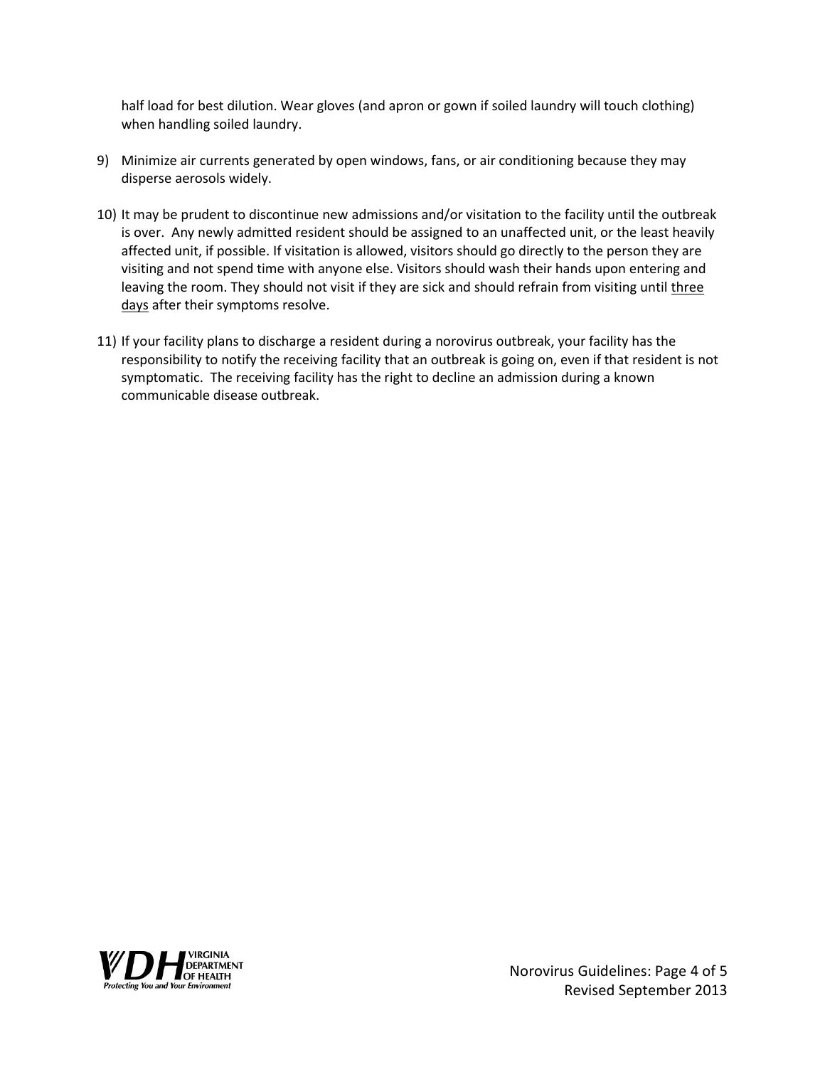half load for best dilution. Wear gloves (and apron or gown if soiled laundry will touch clothing) when handling soiled laundry.

9) Minimize air currents generated by open windows, fans, or air conditioning because they may disperse aerosols widely.

10) It may be prudent to discontinue new admissions and/or visitation to the facility until the outbreak is over. Any newly admitted resident should be assigned to an unaffected unit, or the least heavily affected unit, if possible. If visitation is allowed, visitors should go directly to the person they are visiting and not spend time with anyone else. Visitors should wash their hands upon entering and leaving the room. They should not visit if they are sick and should refrain from visiting until <u>three days</u> after their symptoms resolve.

11) If your facility plans to discharge a resident during a norovirus outbreak, your facility has the responsibility to notify the receiving facility that an outbreak is going on, even if that resident is not symptomatic. The receiving facility has the right to decline an admission during a known communicable disease outbreak.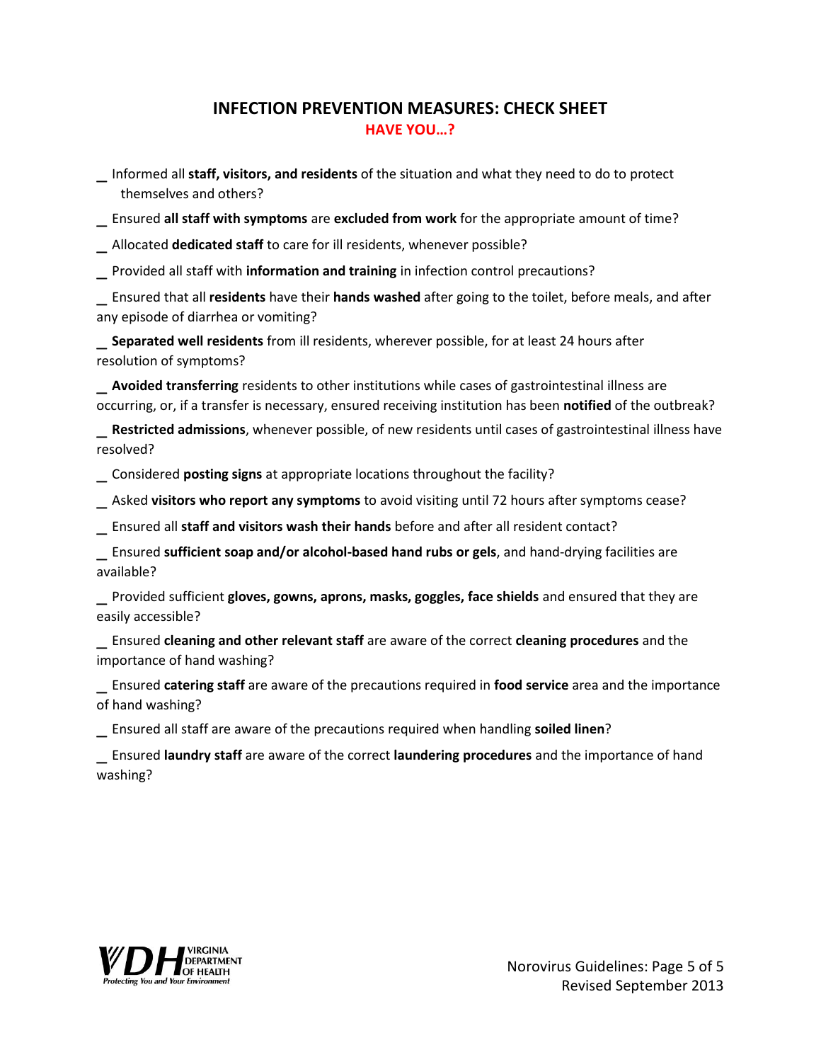# INFECTION PREVENTION MEASURES: CHECK SHEET

## HAVE YOU…?

_ Informed all **staff, visitors, and residents** of the situation and what they need to do to protect themselves and others?

_ Ensured **all staff with symptoms** are **excluded from work** for the appropriate amount of time?

_ Allocated **dedicated staff** to care for ill residents, whenever possible?

_ Provided all staff with **information and training** in infection control precautions?

_ Ensured that all **residents** have their **hands washed** after going to the toilet, before meals, and after any episode of diarrhea or vomiting?

_ **Separated well residents** from ill residents, wherever possible, for at least 24 hours after resolution of symptoms?

_ **Avoided transferring** residents to other institutions while cases of gastrointestinal illness are occurring, or, if a transfer is necessary, ensured receiving institution has been **notified** of the outbreak?

_ **Restricted admissions**, whenever possible, of new residents until cases of gastrointestinal illness have resolved?

_ Considered **posting signs** at appropriate locations throughout the facility?

_ Asked **visitors who report any symptoms** to avoid visiting until 72 hours after symptoms cease?

_ Ensured all **staff and visitors wash their hands** before and after all resident contact?

_ Ensured **sufficient soap and/or alcohol-based hand rubs or gels**, and hand-drying facilities are available?

_ Provided sufficient **gloves, gowns, aprons, masks, goggles, face shields** and ensured that they are easily accessible?

_ Ensured **cleaning and other relevant staff** are aware of the correct **cleaning procedures** and the importance of hand washing?

_ Ensured **catering staff** are aware of the precautions required in **food service** area and the importance of hand washing?

_ Ensured all staff are aware of the precautions required when handling **soiled linen**?

_ Ensured **laundry staff** are aware of the correct **laundering procedures** and the importance of hand washing?